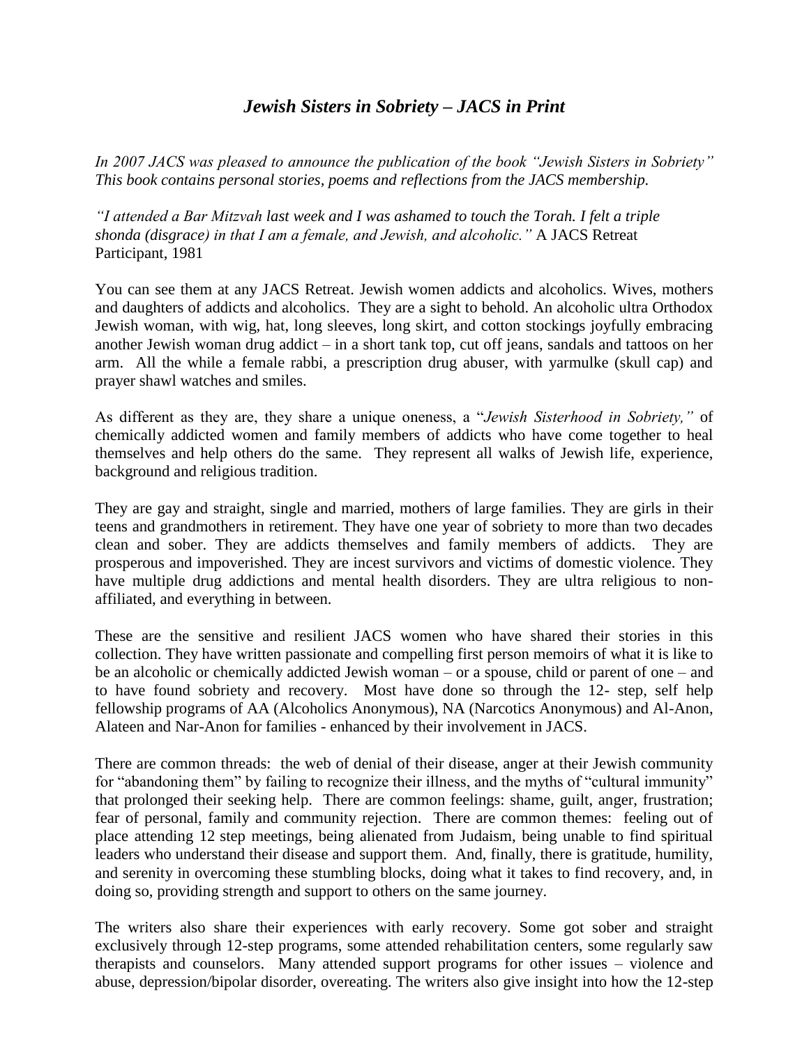# *Jewish Sisters in Sobriety – JACS in Print*

***In 2007 JACS was pleased to announce the publication of the book "Jewish Sisters in Sobriety" This book contains personal stories, poems and reflections from the JACS membership.***

*"I attended a Bar Mitzvah last week and I was ashamed to touch the Torah. I felt a triple shonda (disgrace) in that I am a female, and Jewish, and alcoholic."* A JACS Retreat Participant, 1981

You can see them at any JACS Retreat. Jewish women addicts and alcoholics. Wives, mothers and daughters of addicts and alcoholics. They are a sight to behold. An alcoholic ultra Orthodox Jewish woman, with wig, hat, long sleeves, long skirt, and cotton stockings joyfully embracing another Jewish woman drug addict – in a short tank top, cut off jeans, sandals and tattoos on her arm. All the while a female rabbi, a prescription drug abuser, with yarmulke (skull cap) and prayer shawl watches and smiles.

As different as they are, they share a unique oneness, a "*Jewish Sisterhood in Sobriety,"* of chemically addicted women and family members of addicts who have come together to heal themselves and help others do the same. They represent all walks of Jewish life, experience, background and religious tradition.

They are gay and straight, single and married, mothers of large families. They are girls in their teens and grandmothers in retirement. They have one year of sobriety to more than two decades clean and sober. They are addicts themselves and family members of addicts. They are prosperous and impoverished. They are incest survivors and victims of domestic violence. They have multiple drug addictions and mental health disorders. They are ultra religious to non-affiliated, and everything in between.

These are the sensitive and resilient JACS women who have shared their stories in this collection. They have written passionate and compelling first person memoirs of what it is like to be an alcoholic or chemically addicted Jewish woman – or a spouse, child or parent of one – and to have found sobriety and recovery. Most have done so through the 12- step, self help fellowship programs of AA (Alcoholics Anonymous), NA (Narcotics Anonymous) and Al-Anon, Alateen and Nar-Anon for families - enhanced by their involvement in JACS.

There are common threads: the web of denial of their disease, anger at their Jewish community for "abandoning them" by failing to recognize their illness, and the myths of "cultural immunity" that prolonged their seeking help. There are common feelings: shame, guilt, anger, frustration; fear of personal, family and community rejection. There are common themes: feeling out of place attending 12 step meetings, being alienated from Judaism, being unable to find spiritual leaders who understand their disease and support them. And, finally, there is gratitude, humility, and serenity in overcoming these stumbling blocks, doing what it takes to find recovery, and, in doing so, providing strength and support to others on the same journey.

The writers also share their experiences with early recovery. Some got sober and straight exclusively through 12-step programs, some attended rehabilitation centers, some regularly saw therapists and counselors. Many attended support programs for other issues – violence and abuse, depression/bipolar disorder, overeating. The writers also give insight into how the 12-step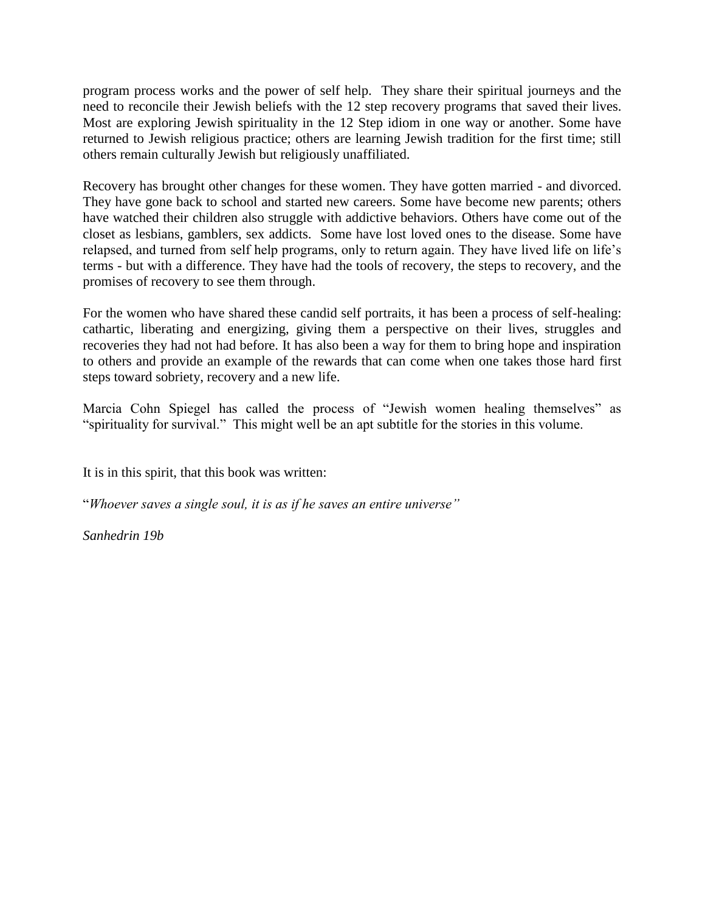program process works and the power of self help. They share their spiritual journeys and the need to reconcile their Jewish beliefs with the 12 step recovery programs that saved their lives. Most are exploring Jewish spirituality in the 12 Step idiom in one way or another. Some have returned to Jewish religious practice; others are learning Jewish tradition for the first time; still others remain culturally Jewish but religiously unaffiliated.

Recovery has brought other changes for these women. They have gotten married - and divorced. They have gone back to school and started new careers. Some have become new parents; others have watched their children also struggle with addictive behaviors. Others have come out of the closet as lesbians, gamblers, sex addicts. Some have lost loved ones to the disease. Some have relapsed, and turned from self help programs, only to return again. They have lived life on life's terms - but with a difference. They have had the tools of recovery, the steps to recovery, and the promises of recovery to see them through.

For the women who have shared these candid self portraits, it has been a process of self-healing: cathartic, liberating and energizing, giving them a perspective on their lives, struggles and recoveries they had not had before. It has also been a way for them to bring hope and inspiration to others and provide an example of the rewards that can come when one takes those hard first steps toward sobriety, recovery and a new life.

Marcia Cohn Spiegel has called the process of "Jewish women healing themselves" as "spirituality for survival." This might well be an apt subtitle for the stories in this volume.

It is in this spirit, that this book was written:

"*Whoever saves a single soul, it is as if he saves an entire universe"*

*Sanhedrin 19b*